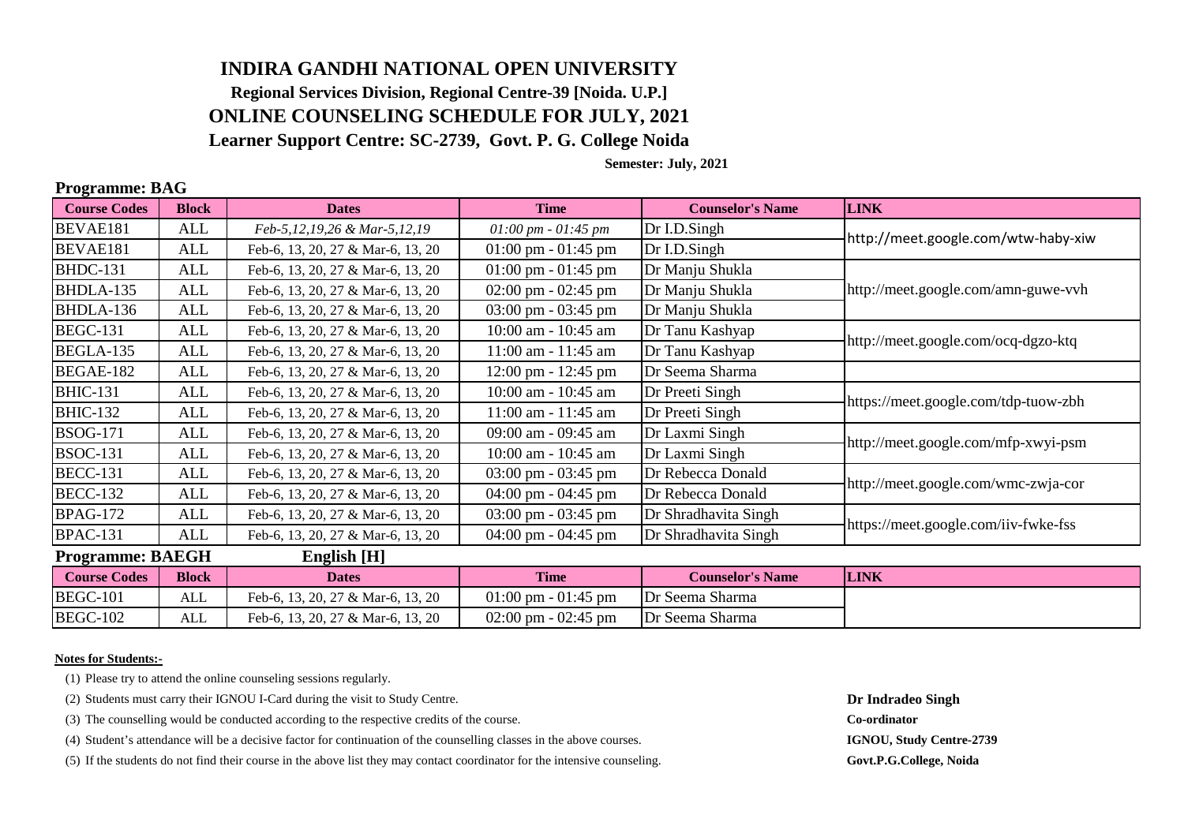# INDIRA GANDHI NATIONAL OPEN UNIVERSITY

**Regional Services Division, Regional Centre-39 [Noida. U.P.]**

## ONLINE COUNSELING SCHEDULE FOR JULY, 2021

**Learner Support Centre: SC-2739, Govt. P. G. College Noida**

**Semester: July, 2021**

### Programme: BAG

| Course Codes | Block | Dates | Time | Counselor's Name | LINK |
|---|---|---|---|---|---|
| BEVAE181 | ALL | *Feb-5,12,19,26 & Mar-5,12,19* | *01:00 pm - 01:45 pm* | Dr I.D.Singh | http://meet.google.com/wtw-haby-xiw |
| BEVAE181 | ALL | Feb-6, 13, 20, 27 & Mar-6, 13, 20 | 01:00 pm - 01:45 pm | Dr I.D.Singh | |
| BHDC-131 | ALL | Feb-6, 13, 20, 27 & Mar-6, 13, 20 | 01:00 pm - 01:45 pm | Dr Manju Shukla | http://meet.google.com/amn-guwe-vvh |
| BHDLA-135 | ALL | Feb-6, 13, 20, 27 & Mar-6, 13, 20 | 02:00 pm - 02:45 pm | Dr Manju Shukla | |
| BHDLA-136 | ALL | Feb-6, 13, 20, 27 & Mar-6, 13, 20 | 03:00 pm - 03:45 pm | Dr Manju Shukla | |
| BEGC-131 | ALL | Feb-6, 13, 20, 27 & Mar-6, 13, 20 | 10:00 am - 10:45 am | Dr Tanu Kashyap | http://meet.google.com/ocq-dgzo-ktq |
| BEGLA-135 | ALL | Feb-6, 13, 20, 27 & Mar-6, 13, 20 | 11:00 am - 11:45 am | Dr Tanu Kashyap | |
| BEGAE-182 | ALL | Feb-6, 13, 20, 27 & Mar-6, 13, 20 | 12:00 pm - 12:45 pm | Dr Seema Sharma | |
| BHIC-131 | ALL | Feb-6, 13, 20, 27 & Mar-6, 13, 20 | 10:00 am - 10:45 am | Dr Preeti Singh | https://meet.google.com/tdp-tuow-zbh |
| BHIC-132 | ALL | Feb-6, 13, 20, 27 & Mar-6, 13, 20 | 11:00 am - 11:45 am | Dr Preeti Singh | |
| BSOG-171 | ALL | Feb-6, 13, 20, 27 & Mar-6, 13, 20 | 09:00 am - 09:45 am | Dr Laxmi Singh | http://meet.google.com/mfp-xwyi-psm |
| BSOC-131 | ALL | Feb-6, 13, 20, 27 & Mar-6, 13, 20 | 10:00 am - 10:45 am | Dr Laxmi Singh | |
| BECC-131 | ALL | Feb-6, 13, 20, 27 & Mar-6, 13, 20 | 03:00 pm - 03:45 pm | Dr Rebecca Donald | http://meet.google.com/wmc-zwja-cor |
| BECC-132 | ALL | Feb-6, 13, 20, 27 & Mar-6, 13, 20 | 04:00 pm - 04:45 pm | Dr Rebecca Donald | |
| BPAG-172 | ALL | Feb-6, 13, 20, 27 & Mar-6, 13, 20 | 03:00 pm - 03:45 pm | Dr Shradhavita Singh | https://meet.google.com/iiv-fwke-fss |
| BPAC-131 | ALL | Feb-6, 13, 20, 27 & Mar-6, 13, 20 | 04:00 pm - 04:45 pm | Dr Shradhavita Singh | |

### Programme: BAEGH English [H]

| Course Codes | Block | Dates | Time | Counselor's Name | LINK |
|---|---|---|---|---|---|
| BEGC-101 | ALL | Feb-6, 13, 20, 27 & Mar-6, 13, 20 | 01:00 pm - 01:45 pm | Dr Seema Sharma | |
| BEGC-102 | ALL | Feb-6, 13, 20, 27 & Mar-6, 13, 20 | 02:00 pm - 02:45 pm | Dr Seema Sharma | |

**Notes for Students:-**

(1) Please try to attend the online counseling sessions regularly.

(2) Students must carry their IGNOU I-Card during the visit to Study Centre.

(3) The counselling would be conducted according to the respective credits of the course.

(4) Student's attendance will be a decisive factor for continuation of the counselling classes in the above courses.

(5) If the students do not find their course in the above list they may contact coordinator for the intensive counseling.

**Dr Indradeo Singh**
**Co-ordinator**
**IGNOU, Study Centre-2739**
**Govt.P.G.College, Noida**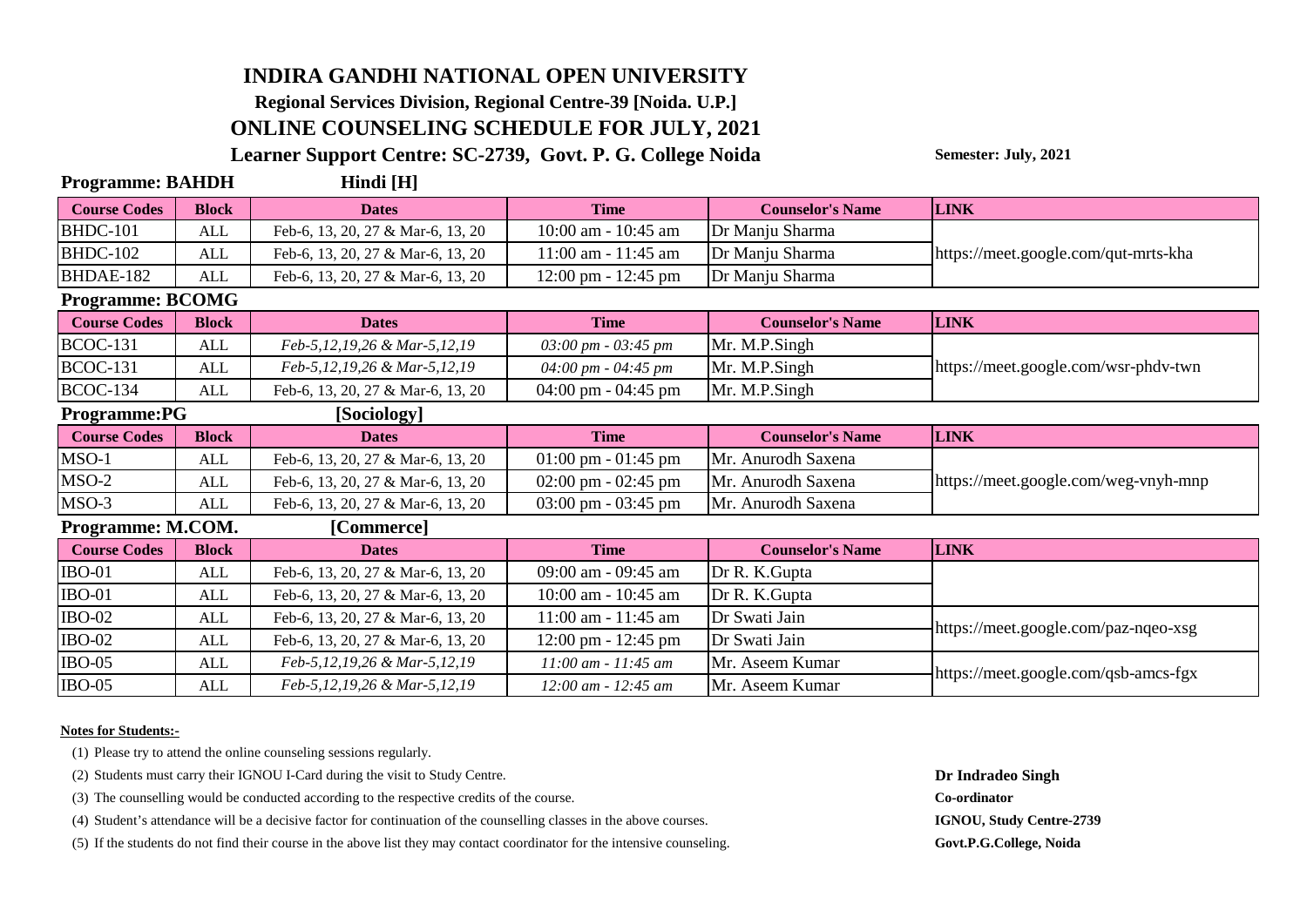# INDIRA GANDHI NATIONAL OPEN UNIVERSITY

**Regional Services Division, Regional Centre-39 [Noida. U.P.]**

## ONLINE COUNSELING SCHEDULE FOR JULY, 2021

**Learner Support Centre: SC-2739, Govt. P. G. College Noida**

**Semester: July, 2021**

**Programme: BAHDH** **Hindi [H]**

| Course Codes | Block | Dates | Time | Counselor's Name | LINK |
|---|---|---|---|---|---|
| BHDC-101 | ALL | Feb-6, 13, 20, 27 & Mar-6, 13, 20 | 10:00 am - 10:45 am | Dr Manju Sharma | https://meet.google.com/qut-mrts-kha |
| BHDC-102 | ALL | Feb-6, 13, 20, 27 & Mar-6, 13, 20 | 11:00 am - 11:45 am | Dr Manju Sharma | |
| BHDAE-182 | ALL | Feb-6, 13, 20, 27 & Mar-6, 13, 20 | 12:00 pm - 12:45 pm | Dr Manju Sharma | |

**Programme: BCOMG**

| Course Codes | Block | Dates | Time | Counselor's Name | LINK |
|---|---|---|---|---|---|
| BCOC-131 | ALL | *Feb-5,12,19,26 & Mar-5,12,19* | *03:00 pm - 03:45 pm* | Mr. M.P.Singh | https://meet.google.com/wsr-phdv-twn |
| BCOC-131 | ALL | *Feb-5,12,19,26 & Mar-5,12,19* | *04:00 pm - 04:45 pm* | Mr. M.P.Singh | |
| BCOC-134 | ALL | Feb-6, 13, 20, 27 & Mar-6, 13, 20 | 04:00 pm - 04:45 pm | Mr. M.P.Singh | |

**Programme:PG** **[Sociology]**

| Course Codes | Block | Dates | Time | Counselor's Name | LINK |
|---|---|---|---|---|---|
| MSO-1 | ALL | Feb-6, 13, 20, 27 & Mar-6, 13, 20 | 01:00 pm - 01:45 pm | Mr. Anurodh Saxena | https://meet.google.com/weg-vnyh-mnp |
| MSO-2 | ALL | Feb-6, 13, 20, 27 & Mar-6, 13, 20 | 02:00 pm - 02:45 pm | Mr. Anurodh Saxena | |
| MSO-3 | ALL | Feb-6, 13, 20, 27 & Mar-6, 13, 20 | 03:00 pm - 03:45 pm | Mr. Anurodh Saxena | |

**Programme: M.COM.** **[Commerce]**

| Course Codes | Block | Dates | Time | Counselor's Name | LINK |
|---|---|---|---|---|---|
| IBO-01 | ALL | Feb-6, 13, 20, 27 & Mar-6, 13, 20 | 09:00 am - 09:45 am | Dr R. K.Gupta | |
| IBO-01 | ALL | Feb-6, 13, 20, 27 & Mar-6, 13, 20 | 10:00 am - 10:45 am | Dr R. K.Gupta | |
| IBO-02 | ALL | Feb-6, 13, 20, 27 & Mar-6, 13, 20 | 11:00 am - 11:45 am | Dr Swati Jain | https://meet.google.com/paz-nqeo-xsg |
| IBO-02 | ALL | Feb-6, 13, 20, 27 & Mar-6, 13, 20 | 12:00 pm - 12:45 pm | Dr Swati Jain | |
| IBO-05 | ALL | *Feb-5,12,19,26 & Mar-5,12,19* | *11:00 am - 11:45 am* | Mr. Aseem Kumar | https://meet.google.com/qsb-amcs-fgx |
| IBO-05 | ALL | *Feb-5,12,19,26 & Mar-5,12,19* | *12:00 am - 12:45 am* | Mr. Aseem Kumar | |

**Notes for Students:-**

(1) Please try to attend the online counseling sessions regularly.

(2) Students must carry their IGNOU I-Card during the visit to Study Centre.

(3) The counselling would be conducted according to the respective credits of the course.

(4) Student's attendance will be a decisive factor for continuation of the counselling classes in the above courses.

(5) If the students do not find their course in the above list they may contact coordinator for the intensive counseling.

**Dr Indradeo Singh**
**Co-ordinator**
**IGNOU, Study Centre-2739**
**Govt.P.G.College, Noida**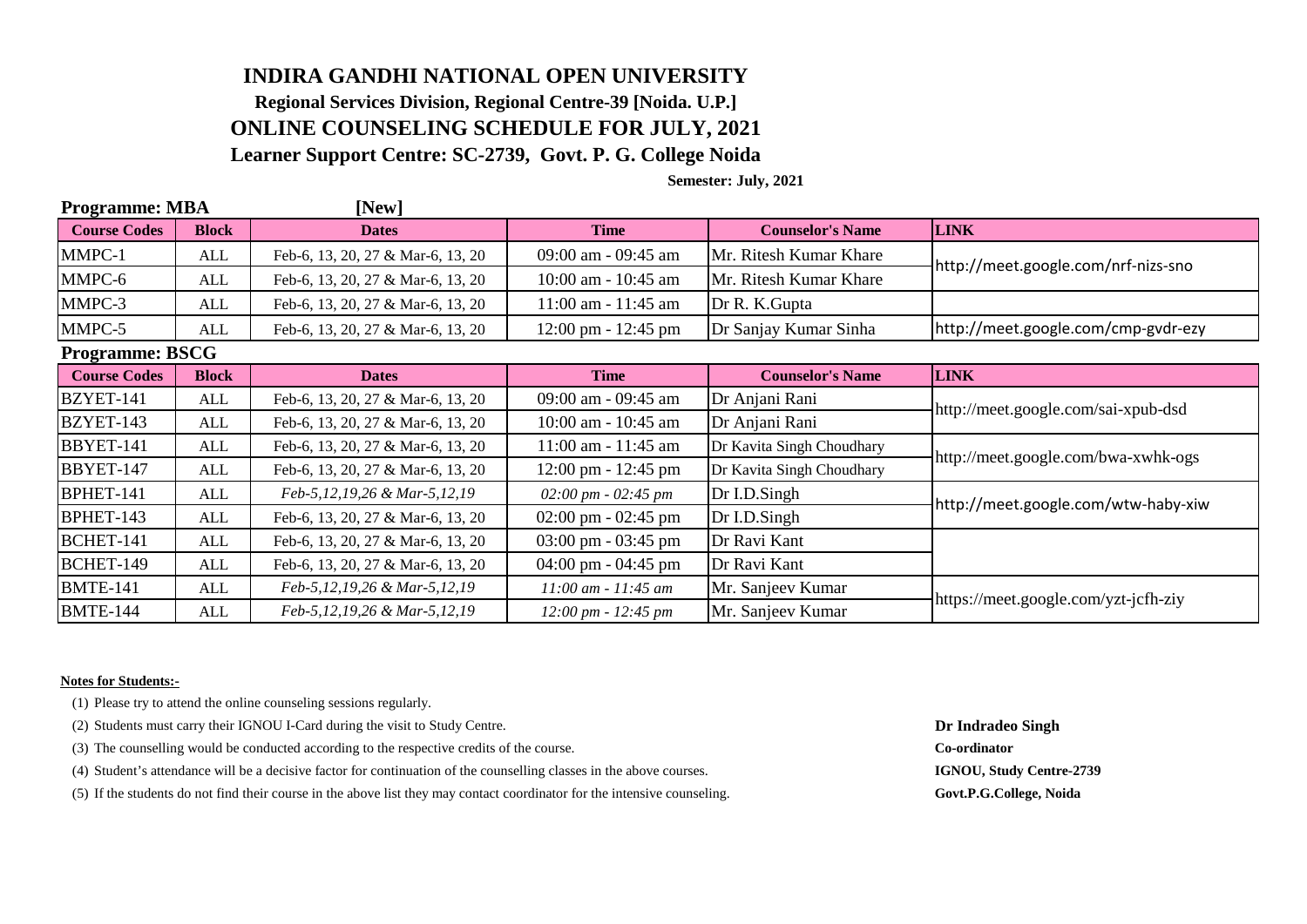# INDIRA GANDHI NATIONAL OPEN UNIVERSITY

## Regional Services Division, Regional Centre-39 [Noida. U.P.]

## ONLINE COUNSELING SCHEDULE FOR JULY, 2021

## Learner Support Centre: SC-2739, Govt. P. G. College Noida

**Semester: July, 2021**

**Programme: MBA [New]**

| Course Codes | Block | Dates | Time | Counselor's Name | LINK |
|---|---|---|---|---|---|
| MMPC-1 | ALL | Feb-6, 13, 20, 27 & Mar-6, 13, 20 | 09:00 am - 09:45 am | Mr. Ritesh Kumar Khare | http://meet.google.com/nrf-nizs-sno |
| MMPC-6 | ALL | Feb-6, 13, 20, 27 & Mar-6, 13, 20 | 10:00 am - 10:45 am | Mr. Ritesh Kumar Khare | |
| MMPC-3 | ALL | Feb-6, 13, 20, 27 & Mar-6, 13, 20 | 11:00 am - 11:45 am | Dr R. K.Gupta | |
| MMPC-5 | ALL | Feb-6, 13, 20, 27 & Mar-6, 13, 20 | 12:00 pm - 12:45 pm | Dr Sanjay Kumar Sinha | http://meet.google.com/cmp-gvdr-ezy |

**Programme: BSCG**

| Course Codes | Block | Dates | Time | Counselor's Name | LINK |
|---|---|---|---|---|---|
| BZYET-141 | ALL | Feb-6, 13, 20, 27 & Mar-6, 13, 20 | 09:00 am - 09:45 am | Dr Anjani Rani | http://meet.google.com/sai-xpub-dsd |
| BZYET-143 | ALL | Feb-6, 13, 20, 27 & Mar-6, 13, 20 | 10:00 am - 10:45 am | Dr Anjani Rani | |
| BBYET-141 | ALL | Feb-6, 13, 20, 27 & Mar-6, 13, 20 | 11:00 am - 11:45 am | Dr Kavita Singh Choudhary | http://meet.google.com/bwa-xwhk-ogs |
| BBYET-147 | ALL | Feb-6, 13, 20, 27 & Mar-6, 13, 20 | 12:00 pm - 12:45 pm | Dr Kavita Singh Choudhary | |
| BPHET-141 | ALL | *Feb-5,12,19,26 & Mar-5,12,19* | *02:00 pm - 02:45 pm* | Dr I.D.Singh | http://meet.google.com/wtw-haby-xiw |
| BPHET-143 | ALL | Feb-6, 13, 20, 27 & Mar-6, 13, 20 | 02:00 pm - 02:45 pm | Dr I.D.Singh | |
| BCHET-141 | ALL | Feb-6, 13, 20, 27 & Mar-6, 13, 20 | 03:00 pm - 03:45 pm | Dr Ravi Kant | |
| BCHET-149 | ALL | Feb-6, 13, 20, 27 & Mar-6, 13, 20 | 04:00 pm - 04:45 pm | Dr Ravi Kant | |
| BMTE-141 | ALL | *Feb-5,12,19,26 & Mar-5,12,19* | *11:00 am - 11:45 am* | Mr. Sanjeev Kumar | https://meet.google.com/yzt-jcfh-ziy |
| BMTE-144 | ALL | *Feb-5,12,19,26 & Mar-5,12,19* | *12:00 pm - 12:45 pm* | Mr. Sanjeev Kumar | |

**Notes for Students:-**

(1) Please try to attend the online counseling sessions regularly.

(2) Students must carry their IGNOU I-Card during the visit to Study Centre.

(3) The counselling would be conducted according to the respective credits of the course.

(4) Student's attendance will be a decisive factor for continuation of the counselling classes in the above courses.

(5) If the students do not find their course in the above list they may contact coordinator for the intensive counseling.

**Dr Indradeo Singh**
**Co-ordinator**
**IGNOU, Study Centre-2739**
**Govt.P.G.College, Noida**